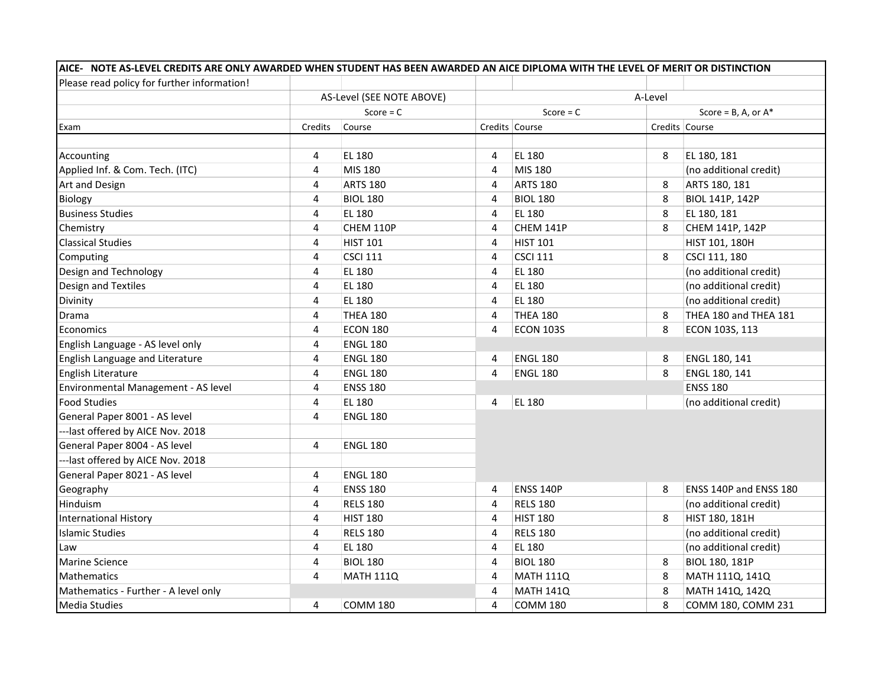| AICE- NOTE AS-LEVEL CREDITS ARE ONLY AWARDED WHEN STUDENT HAS BEEN AWARDED AN AICE DIPLOMA WITH THE LEVEL OF MERIT OR DISTINCTION | | | | | | |
|---|---|---|---|---|---|---|
| Please read policy for further information! | | | | | | |
| | AS-Level (SEE NOTE ABOVE) | | A-Level | | | |
| | Score = C | | Score = C | | Score = B, A, or A* | |
| Exam | Credits | Course | Credits | Course | Credits | Course |
| | | | | | | |
| Accounting | 4 | EL 180 | 4 | EL 180 | 8 | EL 180, 181 |
| Applied Inf. & Com. Tech. (ITC) | 4 | MIS 180 | 4 | MIS 180 | | (no additional credit) |
| Art and Design | 4 | ARTS 180 | 4 | ARTS 180 | 8 | ARTS 180, 181 |
| Biology | 4 | BIOL 180 | 4 | BIOL 180 | 8 | BIOL 141P, 142P |
| Business Studies | 4 | EL 180 | 4 | EL 180 | 8 | EL 180, 181 |
| Chemistry | 4 | CHEM 110P | 4 | CHEM 141P | 8 | CHEM 141P, 142P |
| Classical Studies | 4 | HIST 101 | 4 | HIST 101 | | HIST 101, 180H |
| Computing | 4 | CSCI 111 | 4 | CSCI 111 | 8 | CSCI 111, 180 |
| Design and Technology | 4 | EL 180 | 4 | EL 180 | | (no additional credit) |
| Design and Textiles | 4 | EL 180 | 4 | EL 180 | | (no additional credit) |
| Divinity | 4 | EL 180 | 4 | EL 180 | | (no additional credit) |
| Drama | 4 | THEA 180 | 4 | THEA 180 | 8 | THEA 180 and THEA 181 |
| Economics | 4 | ECON 180 | 4 | ECON 103S | 8 | ECON 103S, 113 |
| English Language - AS level only | 4 | ENGL 180 | | | | |
| English Language and Literature | 4 | ENGL 180 | 4 | ENGL 180 | 8 | ENGL 180, 141 |
| English Literature | 4 | ENGL 180 | 4 | ENGL 180 | 8 | ENGL 180, 141 |
| Environmental Management - AS level | 4 | ENSS 180 | | | | ENSS 180 |
| Food Studies | 4 | EL 180 | 4 | EL 180 | | (no additional credit) |
| General Paper 8001 - AS level | 4 | ENGL 180 | | | | |
| ---last offered by AICE Nov. 2018 | | | | | | |
| General Paper 8004 - AS level | 4 | ENGL 180 | | | | |
| ---last offered by AICE Nov. 2018 | | | | | | |
| General Paper 8021 - AS level | 4 | ENGL 180 | | | | |
| Geography | 4 | ENSS 180 | 4 | ENSS 140P | 8 | ENSS 140P and ENSS 180 |
| Hinduism | 4 | RELS 180 | 4 | RELS 180 | | (no additional credit) |
| International History | 4 | HIST 180 | 4 | HIST 180 | 8 | HIST 180, 181H |
| Islamic Studies | 4 | RELS 180 | 4 | RELS 180 | | (no additional credit) |
| Law | 4 | EL 180 | 4 | EL 180 | | (no additional credit) |
| Marine Science | 4 | BIOL 180 | 4 | BIOL 180 | 8 | BIOL 180, 181P |
| Mathematics | 4 | MATH 111Q | 4 | MATH 111Q | 8 | MATH 111Q, 141Q |
| Mathematics - Further - A level only | | | 4 | MATH 141Q | 8 | MATH 141Q, 142Q |
| Media Studies | 4 | COMM 180 | 4 | COMM 180 | 8 | COMM 180, COMM 231 |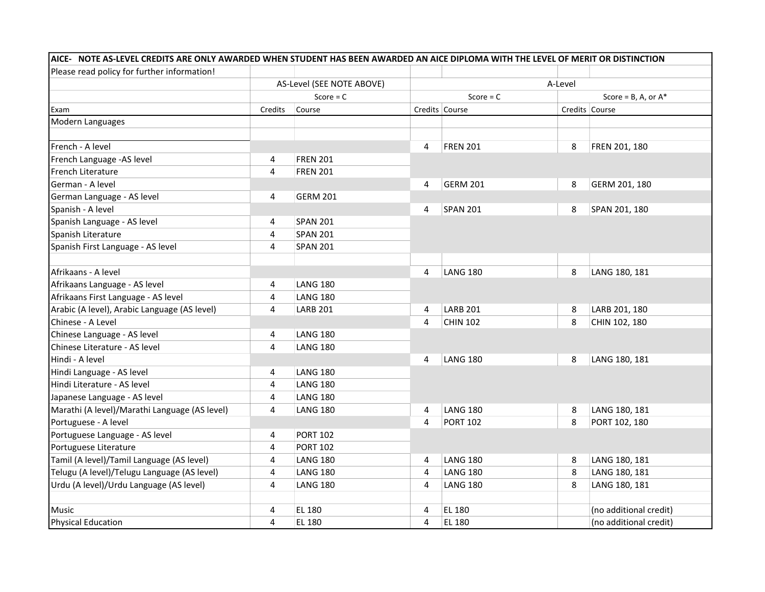| AICE- NOTE AS-LEVEL CREDITS ARE ONLY AWARDED WHEN STUDENT HAS BEEN AWARDED AN AICE DIPLOMA WITH THE LEVEL OF MERIT OR DISTINCTION | | | | | | |
|---|---|---|---|---|---|---|
| Please read policy for further information! | | | | | | |
| | AS-Level (SEE NOTE ABOVE) | | A-Level | | | |
| | Score = C | | Score = C | | Score = B, A, or A* | |
| Exam | Credits | Course | Credits | Course | Credits | Course |
| Modern Languages | | | | | | |
| | | | | | | |
| French - A level | | | 4 | FREN 201 | 8 | FREN 201, 180 |
| French Language -AS level | 4 | FREN 201 | | | | |
| French Literature | 4 | FREN 201 | | | | |
| German - A level | | | 4 | GERM 201 | 8 | GERM 201, 180 |
| German Language - AS level | 4 | GERM 201 | | | | |
| Spanish - A level | | | 4 | SPAN 201 | 8 | SPAN 201, 180 |
| Spanish Language - AS level | 4 | SPAN 201 | | | | |
| Spanish Literature | 4 | SPAN 201 | | | | |
| Spanish First Language - AS level | 4 | SPAN 201 | | | | |
| | | | | | | |
| Afrikaans - A level | | | 4 | LANG 180 | 8 | LANG 180, 181 |
| Afrikaans Language - AS level | 4 | LANG 180 | | | | |
| Afrikaans First Language - AS level | 4 | LANG 180 | | | | |
| Arabic (A level), Arabic Language (AS level) | 4 | LARB 201 | 4 | LARB 201 | 8 | LARB 201, 180 |
| Chinese - A Level | | | 4 | CHIN 102 | 8 | CHIN 102, 180 |
| Chinese Language - AS level | 4 | LANG 180 | | | | |
| Chinese Literature - AS level | 4 | LANG 180 | | | | |
| Hindi - A level | | | 4 | LANG 180 | 8 | LANG 180, 181 |
| Hindi Language - AS level | 4 | LANG 180 | | | | |
| Hindi Literature - AS level | 4 | LANG 180 | | | | |
| Japanese Language - AS level | 4 | LANG 180 | | | | |
| Marathi (A level)/Marathi Language (AS level) | 4 | LANG 180 | 4 | LANG 180 | 8 | LANG 180, 181 |
| Portuguese - A level | | | 4 | PORT 102 | 8 | PORT 102, 180 |
| Portuguese Language - AS level | 4 | PORT 102 | | | | |
| Portuguese Literature | 4 | PORT 102 | | | | |
| Tamil (A level)/Tamil Language (AS level) | 4 | LANG 180 | 4 | LANG 180 | 8 | LANG 180, 181 |
| Telugu (A level)/Telugu Language (AS level) | 4 | LANG 180 | 4 | LANG 180 | 8 | LANG 180, 181 |
| Urdu (A level)/Urdu Language (AS level) | 4 | LANG 180 | 4 | LANG 180 | 8 | LANG 180, 181 |
| | | | | | | |
| Music | 4 | EL 180 | 4 | EL 180 | | (no additional credit) |
| Physical Education | 4 | EL 180 | 4 | EL 180 | | (no additional credit) |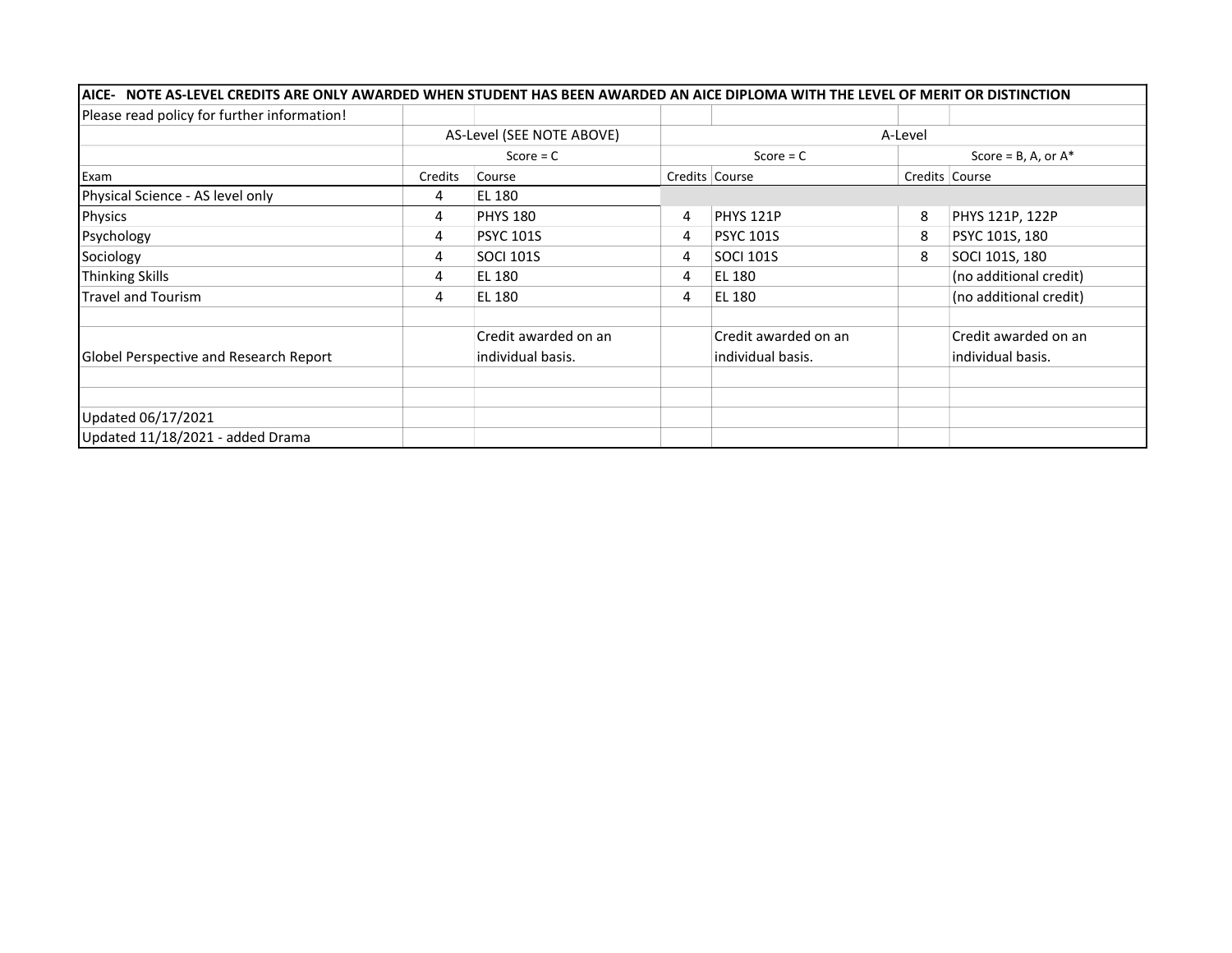| AICE- NOTE AS-LEVEL CREDITS ARE ONLY AWARDED WHEN STUDENT HAS BEEN AWARDED AN AICE DIPLOMA WITH THE LEVEL OF MERIT OR DISTINCTION | | | | | | |
|---|---|---|---|---|---|---|
| Please read policy for further information! | | | | | | |
| | AS-Level (SEE NOTE ABOVE) | | A-Level | | | |
| | Score = C | | Score = C | | Score = B, A, or A* | |
| Exam | Credits | Course | Credits | Course | Credits | Course |
| Physical Science - AS level only | 4 | EL 180 | | | | |
| Physics | 4 | PHYS 180 | 4 | PHYS 121P | 8 | PHYS 121P, 122P |
| Psychology | 4 | PSYC 101S | 4 | PSYC 101S | 8 | PSYC 101S, 180 |
| Sociology | 4 | SOCI 101S | 4 | SOCI 101S | 8 | SOCI 101S, 180 |
| Thinking Skills | 4 | EL 180 | 4 | EL 180 | | (no additional credit) |
| Travel and Tourism | 4 | EL 180 | 4 | EL 180 | | (no additional credit) |
| | | | | | | |
| Globel Perspective and Research Report | | Credit awarded on an individual basis. | | Credit awarded on an individual basis. | | Credit awarded on an individual basis. |
| | | | | | | |
| | | | | | | |
| Updated 06/17/2021 | | | | | | |
| Updated 11/18/2021 - added Drama | | | | | | |